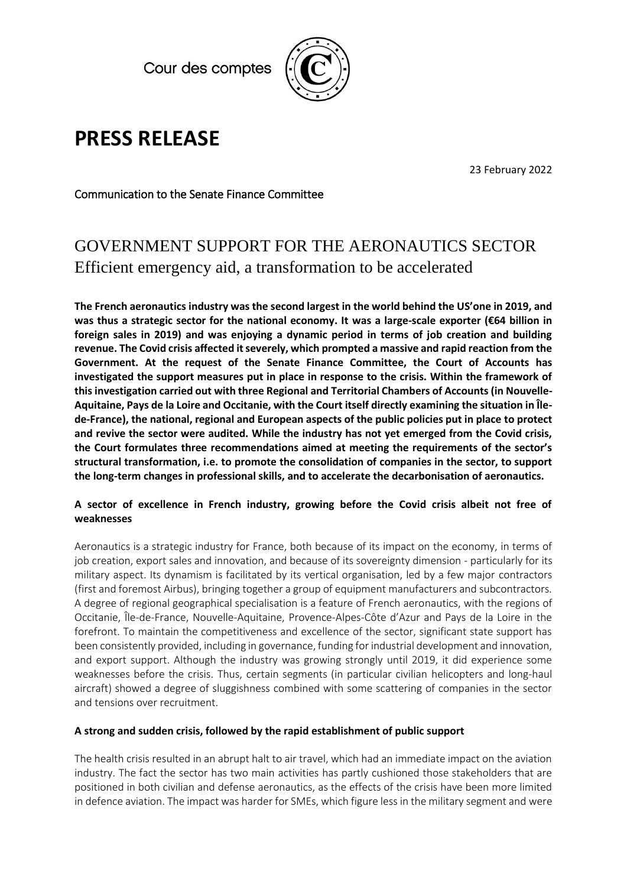Cour des comptes

# PRESS RELEASE

23 February 2022

Communication to the Senate Finance Committee

## GOVERNMENT SUPPORT FOR THE AERONAUTICS SECTOR
Efficient emergency aid, a transformation to be accelerated

**The French aeronautics industry was the second largest in the world behind the US'one in 2019, and was thus a strategic sector for the national economy. It was a large-scale exporter (€64 billion in foreign sales in 2019) and was enjoying a dynamic period in terms of job creation and building revenue. The Covid crisis affected it severely, which prompted a massive and rapid reaction from the Government. At the request of the Senate Finance Committee, the Court of Accounts has investigated the support measures put in place in response to the crisis. Within the framework of this investigation carried out with three Regional and Territorial Chambers of Accounts (in Nouvelle-Aquitaine, Pays de la Loire and Occitanie, with the Court itself directly examining the situation in Île-de-France), the national, regional and European aspects of the public policies put in place to protect and revive the sector were audited. While the industry has not yet emerged from the Covid crisis, the Court formulates three recommendations aimed at meeting the requirements of the sector's structural transformation, i.e. to promote the consolidation of companies in the sector, to support the long-term changes in professional skills, and to accelerate the decarbonisation of aeronautics.**

### A sector of excellence in French industry, growing before the Covid crisis albeit not free of weaknesses

Aeronautics is a strategic industry for France, both because of its impact on the economy, in terms of job creation, export sales and innovation, and because of its sovereignty dimension - particularly for its military aspect. Its dynamism is facilitated by its vertical organisation, led by a few major contractors (first and foremost Airbus), bringing together a group of equipment manufacturers and subcontractors. A degree of regional geographical specialisation is a feature of French aeronautics, with the regions of Occitanie, Île-de-France, Nouvelle-Aquitaine, Provence-Alpes-Côte d'Azur and Pays de la Loire in the forefront. To maintain the competitiveness and excellence of the sector, significant state support has been consistently provided, including in governance, funding for industrial development and innovation, and export support. Although the industry was growing strongly until 2019, it did experience some weaknesses before the crisis. Thus, certain segments (in particular civilian helicopters and long-haul aircraft) showed a degree of sluggishness combined with some scattering of companies in the sector and tensions over recruitment.

### A strong and sudden crisis, followed by the rapid establishment of public support

The health crisis resulted in an abrupt halt to air travel, which had an immediate impact on the aviation industry. The fact the sector has two main activities has partly cushioned those stakeholders that are positioned in both civilian and defense aeronautics, as the effects of the crisis have been more limited in defence aviation. The impact was harder for SMEs, which figure less in the military segment and were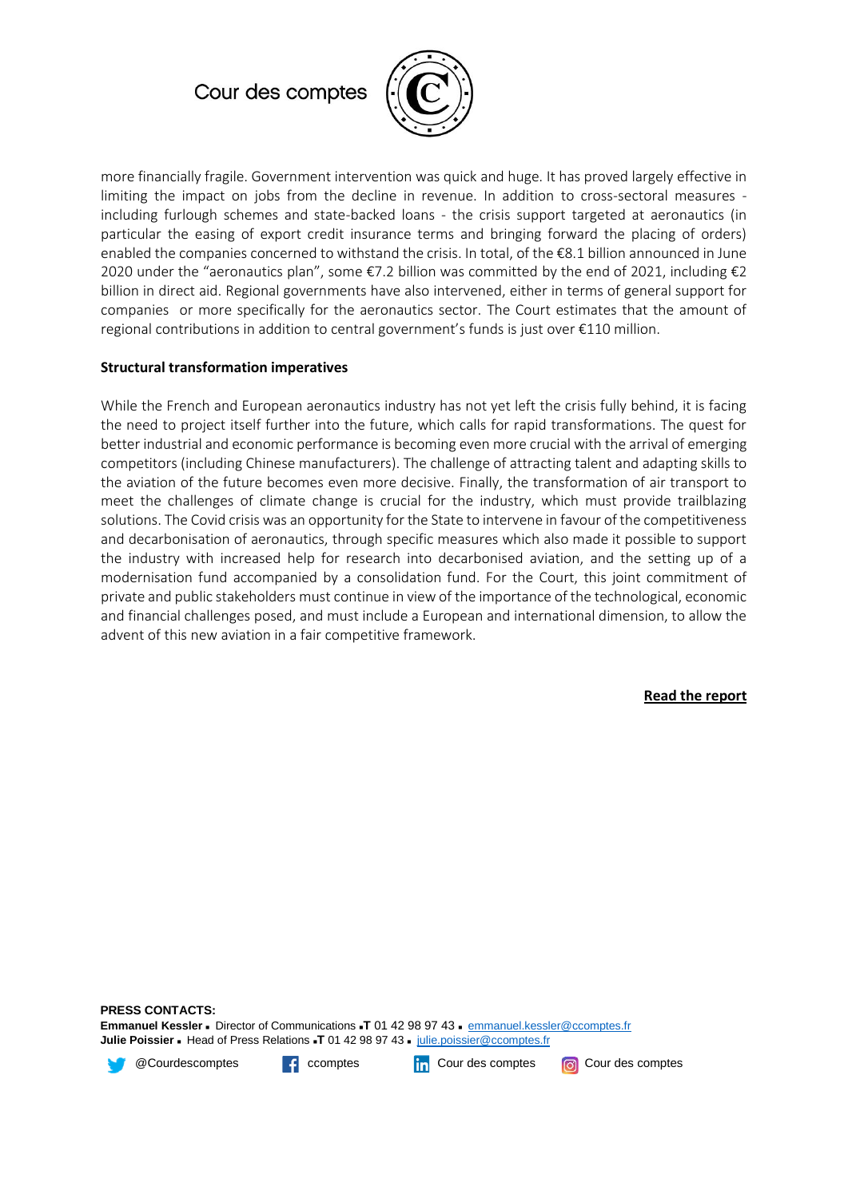more financially fragile. Government intervention was quick and huge. It has proved largely effective in limiting the impact on jobs from the decline in revenue. In addition to cross-sectoral measures - including furlough schemes and state-backed loans - the crisis support targeted at aeronautics (in particular the easing of export credit insurance terms and bringing forward the placing of orders) enabled the companies concerned to withstand the crisis. In total, of the €8.1 billion announced in June 2020 under the "aeronautics plan", some €7.2 billion was committed by the end of 2021, including €2 billion in direct aid. Regional governments have also intervened, either in terms of general support for companies or more specifically for the aeronautics sector. The Court estimates that the amount of regional contributions in addition to central government's funds is just over €110 million.

**Structural transformation imperatives**

While the French and European aeronautics industry has not yet left the crisis fully behind, it is facing the need to project itself further into the future, which calls for rapid transformations. The quest for better industrial and economic performance is becoming even more crucial with the arrival of emerging competitors (including Chinese manufacturers). The challenge of attracting talent and adapting skills to the aviation of the future becomes even more decisive. Finally, the transformation of air transport to meet the challenges of climate change is crucial for the industry, which must provide trailblazing solutions. The Covid crisis was an opportunity for the State to intervene in favour of the competitiveness and decarbonisation of aeronautics, through specific measures which also made it possible to support the industry with increased help for research into decarbonised aviation, and the setting up of a modernisation fund accompanied by a consolidation fund. For the Court, this joint commitment of private and public stakeholders must continue in view of the importance of the technological, economic and financial challenges posed, and must include a European and international dimension, to allow the advent of this new aviation in a fair competitive framework.

**Read the report**

**PRESS CONTACTS:**
**Emmanuel Kessler** ▪ Director of Communications ▪ **T** 01 42 98 97 43 ▪ emmanuel.kessler@ccomptes.fr
**Julie Poissier** ▪ Head of Press Relations ▪ **T** 01 42 98 97 43 ▪ julie.poissier@ccomptes.fr

@Courdescomptes ccomptes Cour des comptes Cour des comptes